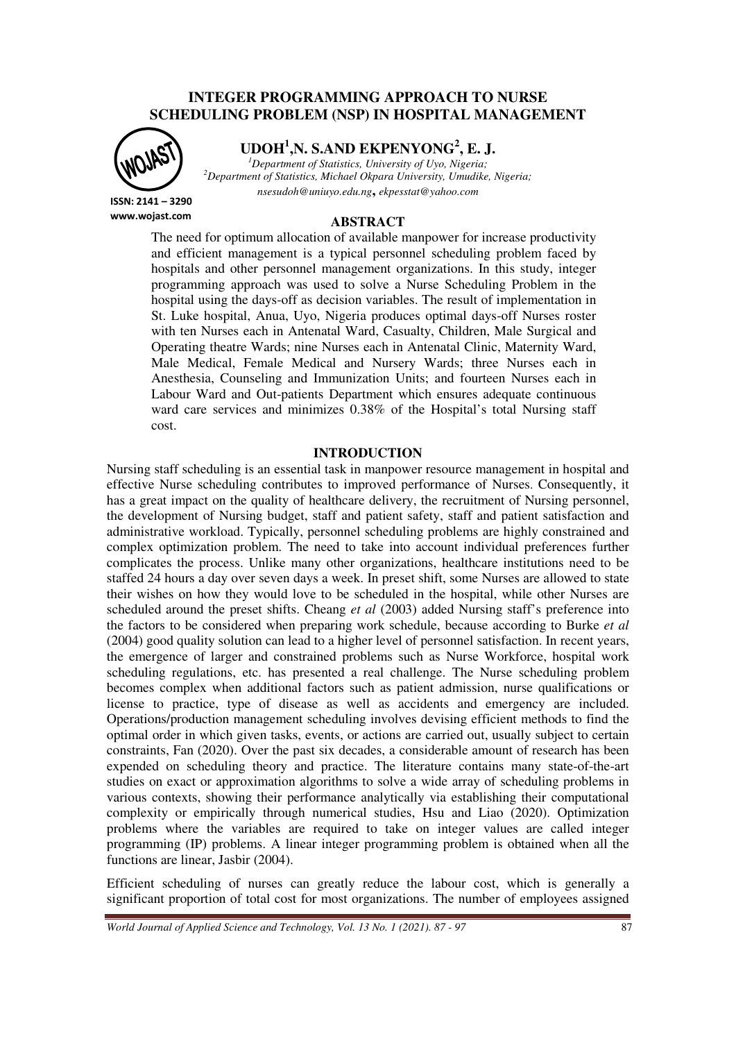# INTEGER PROGRAMMING APPROACH TO NURSE SCHEDULING PROBLEM (NSP) IN HOSPITAL MANAGEMENT

**UDOH[1], N. S. AND EKPENYONG[2], E. J.**

[1]*Department of Statistics, University of Uyo, Nigeria;*
[2]*Department of Statistics, Michael Okpara University, Umudike, Nigeria;*
*nsesudoh@uniuyo.edu.ng, ekpesstat@yahoo.com*

ISSN: 2141 – 3290
www.wojast.com

## ABSTRACT

The need for optimum allocation of available manpower for increase productivity and efficient management is a typical personnel scheduling problem faced by hospitals and other personnel management organizations. In this study, integer programming approach was used to solve a Nurse Scheduling Problem in the hospital using the days-off as decision variables. The result of implementation in St. Luke hospital, Anua, Uyo, Nigeria produces optimal days-off Nurses roster with ten Nurses each in Antenatal Ward, Casualty, Children, Male Surgical and Operating theatre Wards; nine Nurses each in Antenatal Clinic, Maternity Ward, Male Medical, Female Medical and Nursery Wards; three Nurses each in Anesthesia, Counseling and Immunization Units; and fourteen Nurses each in Labour Ward and Out-patients Department which ensures adequate continuous ward care services and minimizes 0.38% of the Hospital's total Nursing staff cost.

## INTRODUCTION

Nursing staff scheduling is an essential task in manpower resource management in hospital and effective Nurse scheduling contributes to improved performance of Nurses. Consequently, it has a great impact on the quality of healthcare delivery, the recruitment of Nursing personnel, the development of Nursing budget, staff and patient safety, staff and patient satisfaction and administrative workload. Typically, personnel scheduling problems are highly constrained and complex optimization problem. The need to take into account individual preferences further complicates the process. Unlike many other organizations, healthcare institutions need to be staffed 24 hours a day over seven days a week. In preset shift, some Nurses are allowed to state their wishes on how they would love to be scheduled in the hospital, while other Nurses are scheduled around the preset shifts. Cheang *et al* (2003) added Nursing staff's preference into the factors to be considered when preparing work schedule, because according to Burke *et al* (2004) good quality solution can lead to a higher level of personnel satisfaction. In recent years, the emergence of larger and constrained problems such as Nurse Workforce, hospital work scheduling regulations, etc. has presented a real challenge. The Nurse scheduling problem becomes complex when additional factors such as patient admission, nurse qualifications or license to practice, type of disease as well as accidents and emergency are included. Operations/production management scheduling involves devising efficient methods to find the optimal order in which given tasks, events, or actions are carried out, usually subject to certain constraints, Fan (2020). Over the past six decades, a considerable amount of research has been expended on scheduling theory and practice. The literature contains many state-of-the-art studies on exact or approximation algorithms to solve a wide array of scheduling problems in various contexts, showing their performance analytically via establishing their computational complexity or empirically through numerical studies, Hsu and Liao (2020). Optimization problems where the variables are required to take on integer values are called integer programming (IP) problems. A linear integer programming problem is obtained when all the functions are linear, Jasbir (2004).

Efficient scheduling of nurses can greatly reduce the labour cost, which is generally a significant proportion of total cost for most organizations. The number of employees assigned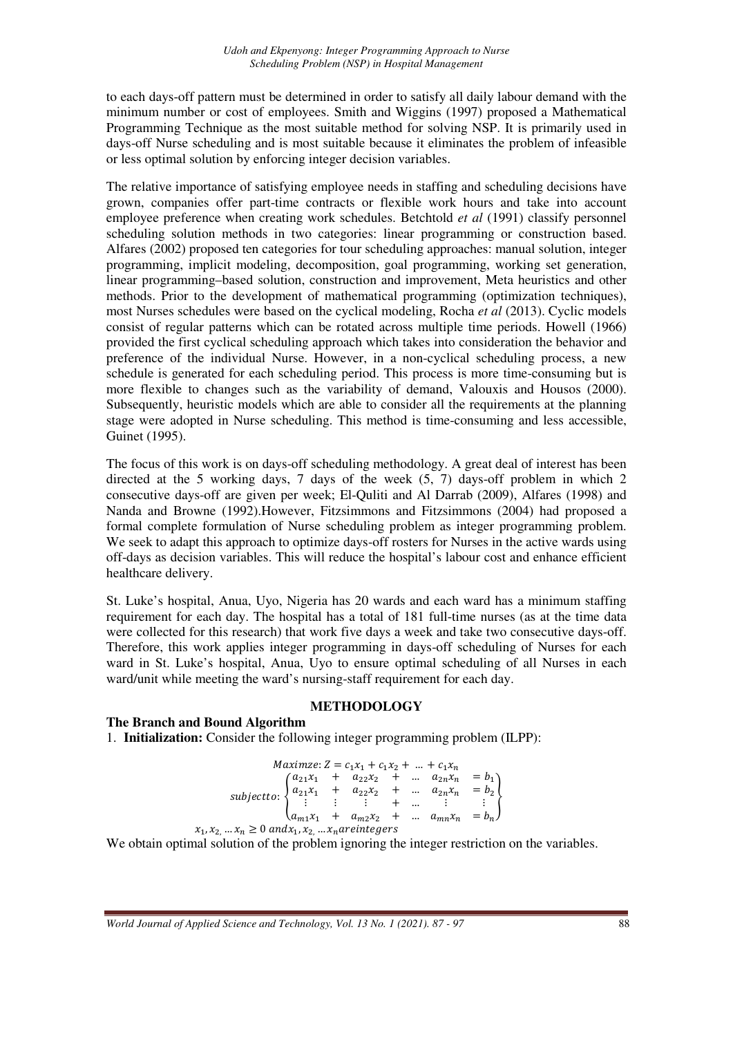to each days-off pattern must be determined in order to satisfy all daily labour demand with the minimum number or cost of employees. Smith and Wiggins (1997) proposed a Mathematical Programming Technique as the most suitable method for solving NSP. It is primarily used in days-off Nurse scheduling and is most suitable because it eliminates the problem of infeasible or less optimal solution by enforcing integer decision variables.

The relative importance of satisfying employee needs in staffing and scheduling decisions have grown, companies offer part-time contracts or flexible work hours and take into account employee preference when creating work schedules. Betchtold *et al* (1991) classify personnel scheduling solution methods in two categories: linear programming or construction based. Alfares (2002) proposed ten categories for tour scheduling approaches: manual solution, integer programming, implicit modeling, decomposition, goal programming, working set generation, linear programming–based solution, construction and improvement, Meta heuristics and other methods. Prior to the development of mathematical programming (optimization techniques), most Nurses schedules were based on the cyclical modeling, Rocha *et al* (2013). Cyclic models consist of regular patterns which can be rotated across multiple time periods. Howell (1966) provided the first cyclical scheduling approach which takes into consideration the behavior and preference of the individual Nurse. However, in a non-cyclical scheduling process, a new schedule is generated for each scheduling period. This process is more time-consuming but is more flexible to changes such as the variability of demand, Valouxis and Housos (2000). Subsequently, heuristic models which are able to consider all the requirements at the planning stage were adopted in Nurse scheduling. This method is time-consuming and less accessible, Guinet (1995).

The focus of this work is on days-off scheduling methodology. A great deal of interest has been directed at the 5 working days, 7 days of the week (5, 7) days-off problem in which 2 consecutive days-off are given per week; El-Quliti and Al Darrab (2009), Alfares (1998) and Nanda and Browne (1992).However, Fitzsimmons and Fitzsimmons (2004) had proposed a formal complete formulation of Nurse scheduling problem as integer programming problem. We seek to adapt this approach to optimize days-off rosters for Nurses in the active wards using off-days as decision variables. This will reduce the hospital's labour cost and enhance efficient healthcare delivery.

St. Luke's hospital, Anua, Uyo, Nigeria has 20 wards and each ward has a minimum staffing requirement for each day. The hospital has a total of 181 full-time nurses (as at the time data were collected for this research) that work five days a week and take two consecutive days-off. Therefore, this work applies integer programming in days-off scheduling of Nurses for each ward in St. Luke's hospital, Anua, Uyo to ensure optimal scheduling of all Nurses in each ward/unit while meeting the ward's nursing-staff requirement for each day.

## METHODOLOGY

### The Branch and Bound Algorithm

1. **Initialization:** Consider the following integer programming problem (ILPP):

$$Maximze: Z = c_1x_1 + c_1x_2 + \ldots + c_1x_n$$

$$subjectto: \begin{Bmatrix} a_{21}x_1 & + & a_{22}x_2 & + & \ldots & a_{2n}x_n & = b_1 \\ a_{21}x_1 & + & a_{22}x_2 & + & \ldots & a_{2n}x_n & = b_2 \\ \vdots & \vdots & \vdots & + & \ldots & \vdots & \vdots \\ a_{m1}x_1 & + & a_{m2}x_2 & + & \ldots & a_{mn}x_n & = b_n \end{Bmatrix}$$

$$x_1, x_2, \ldots x_n \geq 0 \; and x_1, x_2, \ldots x_n are integers$$

We obtain optimal solution of the problem ignoring the integer restriction on the variables.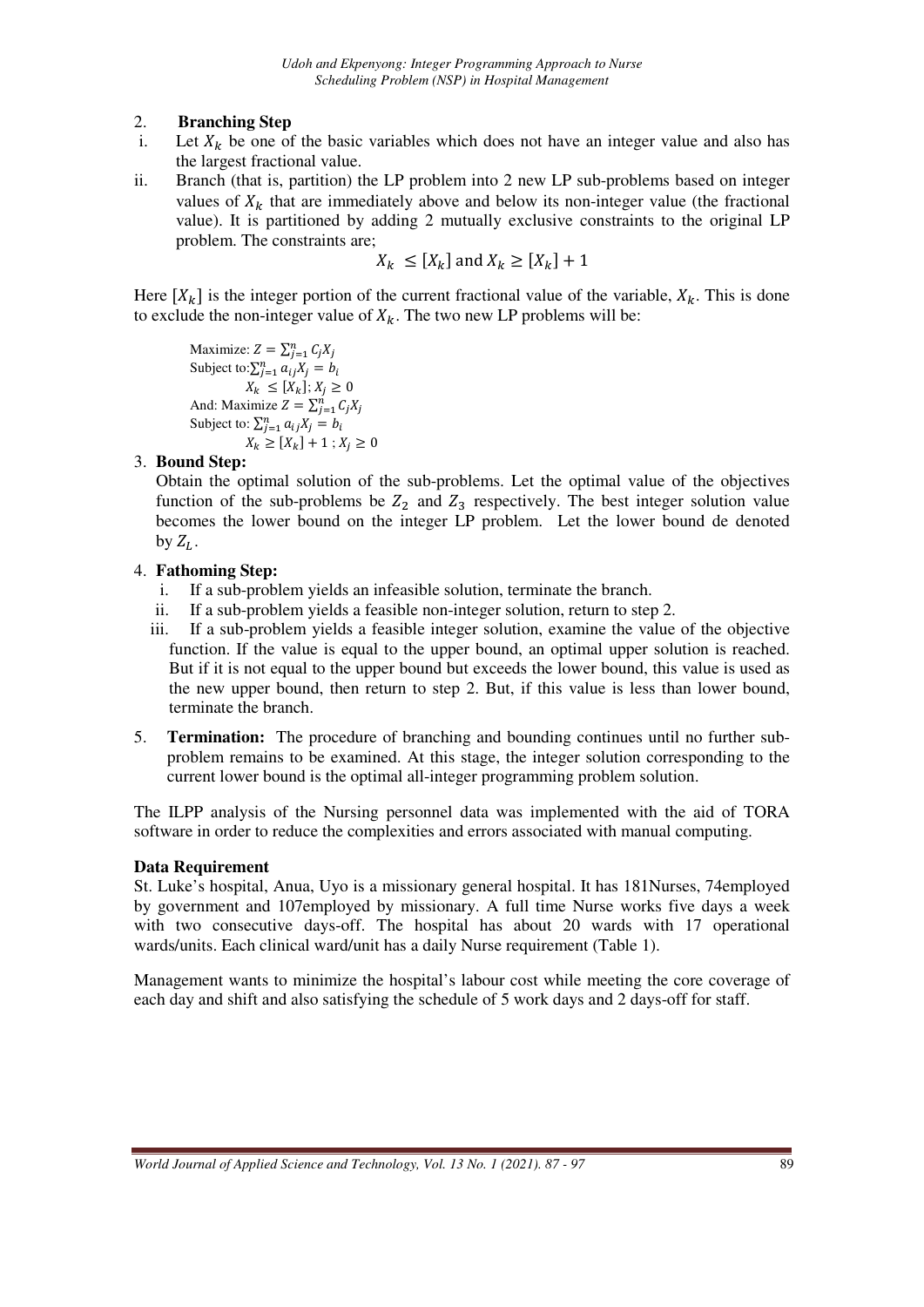2. **Branching Step**

i. Let $X_k$ be one of the basic variables which does not have an integer value and also has the largest fractional value.

ii. Branch (that is, partition) the LP problem into 2 new LP sub-problems based on integer values of $X_k$ that are immediately above and below its non-integer value (the fractional value). It is partitioned by adding 2 mutually exclusive constraints to the original LP problem. The constraints are;

$$X_k \leq [X_k] \text{ and } X_k \geq [X_k] + 1$$

Here $[X_k]$ is the integer portion of the current fractional value of the variable, $X_k$. This is done to exclude the non-integer value of $X_k$. The two new LP problems will be:

Maximize: $Z = \sum_{j=1}^{n} C_j X_j$
Subject to: $\sum_{j=1}^{n} a_{ij} X_j = b_i$
$X_k \leq [X_k]$; $X_j \geq 0$
And: Maximize $Z = \sum_{j=1}^{n} C_j X_j$
Subject to: $\sum_{j=1}^{n} a_{ij} X_j = b_i$
$X_k \geq [X_k] + 1$ ; $X_j \geq 0$

3. **Bound Step:**
Obtain the optimal solution of the sub-problems. Let the optimal value of the objectives function of the sub-problems be $Z_2$ and $Z_3$ respectively. The best integer solution value becomes the lower bound on the integer LP problem. Let the lower bound de denoted by $Z_L$.

4. **Fathoming Step:**
   i. If a sub-problem yields an infeasible solution, terminate the branch.
   ii. If a sub-problem yields a feasible non-integer solution, return to step 2.
   iii. If a sub-problem yields a feasible integer solution, examine the value of the objective function. If the value is equal to the upper bound, an optimal upper solution is reached. But if it is not equal to the upper bound but exceeds the lower bound, this value is used as the new upper bound, then return to step 2. But, if this value is less than lower bound, terminate the branch.

5. **Termination:** The procedure of branching and bounding continues until no further sub-problem remains to be examined. At this stage, the integer solution corresponding to the current lower bound is the optimal all-integer programming problem solution.

The ILPP analysis of the Nursing personnel data was implemented with the aid of TORA software in order to reduce the complexities and errors associated with manual computing.

**Data Requirement**

St. Luke's hospital, Anua, Uyo is a missionary general hospital. It has 181Nurses, 74employed by government and 107employed by missionary. A full time Nurse works five days a week with two consecutive days-off. The hospital has about 20 wards with 17 operational wards/units. Each clinical ward/unit has a daily Nurse requirement (Table 1).

Management wants to minimize the hospital's labour cost while meeting the core coverage of each day and shift and also satisfying the schedule of 5 work days and 2 days-off for staff.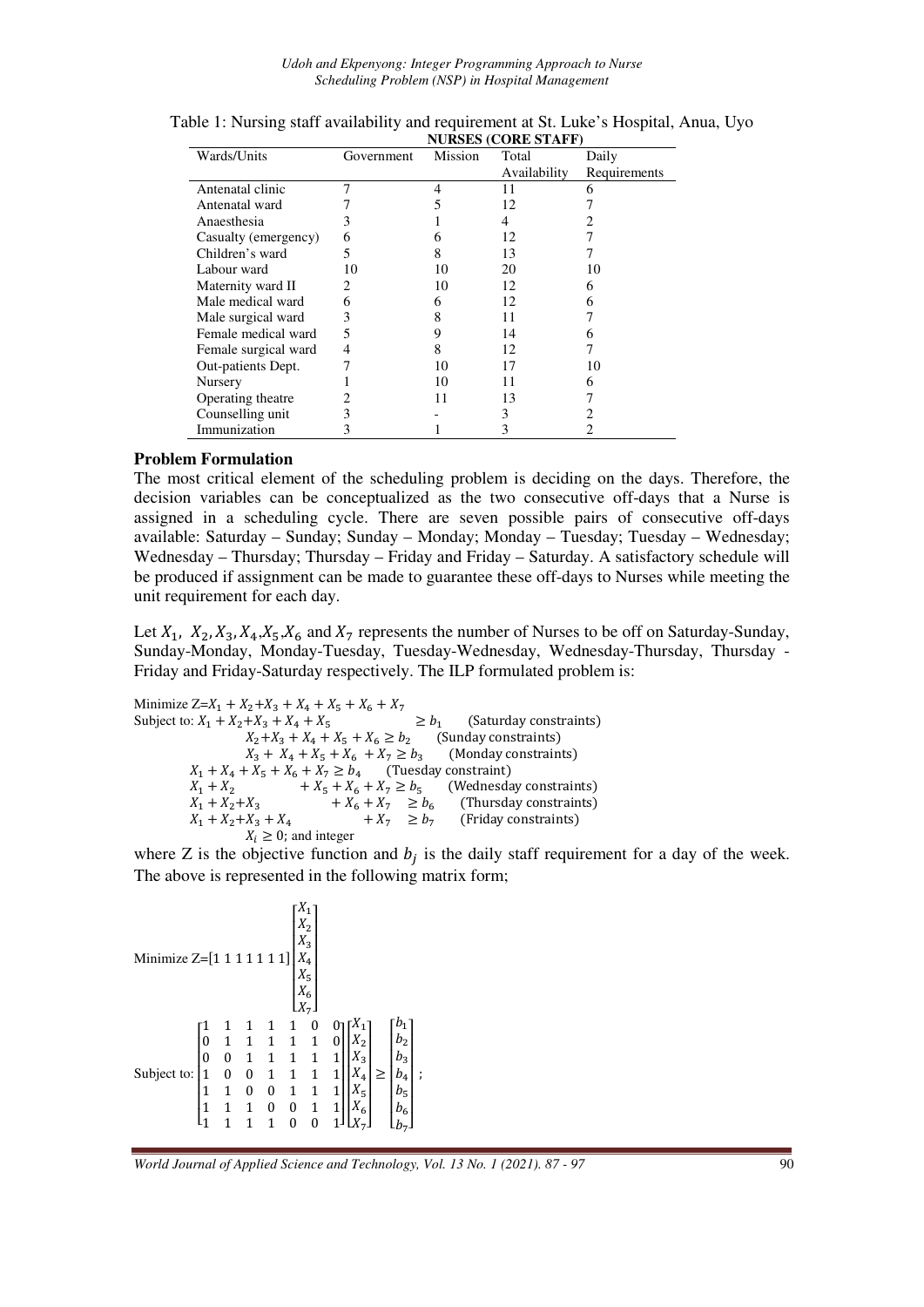Table 1: Nursing staff availability and requirement at St. Luke's Hospital, Anua, Uyo

| | **NURSES (CORE STAFF)** | | | |
|---|---|---|---|---|
| Wards/Units | Government | Mission | Total Availability | Daily Requirements |
| Antenatal clinic | 7 | 4 | 11 | 6 |
| Antenatal ward | 7 | 5 | 12 | 7 |
| Anaesthesia | 3 | 1 | 4 | 2 |
| Casualty (emergency) | 6 | 6 | 12 | 7 |
| Children's ward | 5 | 8 | 13 | 7 |
| Labour ward | 10 | 10 | 20 | 10 |
| Maternity ward II | 2 | 10 | 12 | 6 |
| Male medical ward | 6 | 6 | 12 | 6 |
| Male surgical ward | 3 | 8 | 11 | 7 |
| Female medical ward | 5 | 9 | 14 | 6 |
| Female surgical ward | 4 | 8 | 12 | 7 |
| Out-patients Dept. | 7 | 10 | 17 | 10 |
| Nursery | 1 | 10 | 11 | 6 |
| Operating theatre | 2 | 11 | 13 | 7 |
| Counselling unit | 3 | - | 3 | 2 |
| Immunization | 3 | 1 | 3 | 2 |

## Problem Formulation

The most critical element of the scheduling problem is deciding on the days. Therefore, the decision variables can be conceptualized as the two consecutive off-days that a Nurse is assigned in a scheduling cycle. There are seven possible pairs of consecutive off-days available: Saturday – Sunday; Sunday – Monday; Monday – Tuesday; Tuesday – Wednesday; Wednesday – Thursday; Thursday – Friday and Friday – Saturday. A satisfactory schedule will be produced if assignment can be made to guarantee these off-days to Nurses while meeting the unit requirement for each day.

Let $X_1$, $X_2, X_3, X_4, X_5, X_6$ and $X_7$ represents the number of Nurses to be off on Saturday-Sunday, Sunday-Monday, Monday-Tuesday, Tuesday-Wednesday, Wednesday-Thursday, Thursday - Friday and Friday-Saturday respectively. The ILP formulated problem is:

$$
\begin{aligned}
&\text{Minimize } Z = X_1 + X_2 + X_3 + X_4 + X_5 + X_6 + X_7 \\
&\text{Subject to: } X_1 + X_2 + X_3 + X_4 + X_5 \geq b_1 \quad \text{(Saturday constraints)} \\
&\quad X_2 + X_3 + X_4 + X_5 + X_6 \geq b_2 \quad \text{(Sunday constraints)} \\
&\quad X_3 + X_4 + X_5 + X_6 + X_7 \geq b_3 \quad \text{(Monday constraints)} \\
&\quad X_1 + X_4 + X_5 + X_6 + X_7 \geq b_4 \quad \text{(Tuesday constraint)} \\
&\quad X_1 + X_2 + X_5 + X_6 + X_7 \geq b_5 \quad \text{(Wednesday constraints)} \\
&\quad X_1 + X_2 + X_3 + X_6 + X_7 \geq b_6 \quad \text{(Thursday constraints)} \\
&\quad X_1 + X_2 + X_3 + X_4 + X_7 \geq b_7 \quad \text{(Friday constraints)} \\
&\quad X_i \geq 0; \text{ and integer}
\end{aligned}
$$

where Z is the objective function and $b_j$ is the daily staff requirement for a day of the week. The above is represented in the following matrix form;

$$
\text{Minimize } Z = [1\ 1\ 1\ 1\ 1\ 1\ 1] \begin{bmatrix} X_1 \\ X_2 \\ X_3 \\ X_4 \\ X_5 \\ X_6 \\ X_7 \end{bmatrix}
$$

$$
\text{Subject to: } \begin{bmatrix} 1 & 1 & 1 & 1 & 1 & 0 & 0 \\ 0 & 1 & 1 & 1 & 1 & 1 & 0 \\ 0 & 0 & 1 & 1 & 1 & 1 & 1 \\ 1 & 0 & 0 & 1 & 1 & 1 & 1 \\ 1 & 1 & 0 & 0 & 1 & 1 & 1 \\ 1 & 1 & 1 & 0 & 0 & 1 & 1 \\ 1 & 1 & 1 & 1 & 0 & 0 & 1 \end{bmatrix} \begin{bmatrix} X_1 \\ X_2 \\ X_3 \\ X_4 \\ X_5 \\ X_6 \\ X_7 \end{bmatrix} \geq \begin{bmatrix} b_1 \\ b_2 \\ b_3 \\ b_4 \\ b_5 \\ b_6 \\ b_7 \end{bmatrix};
$$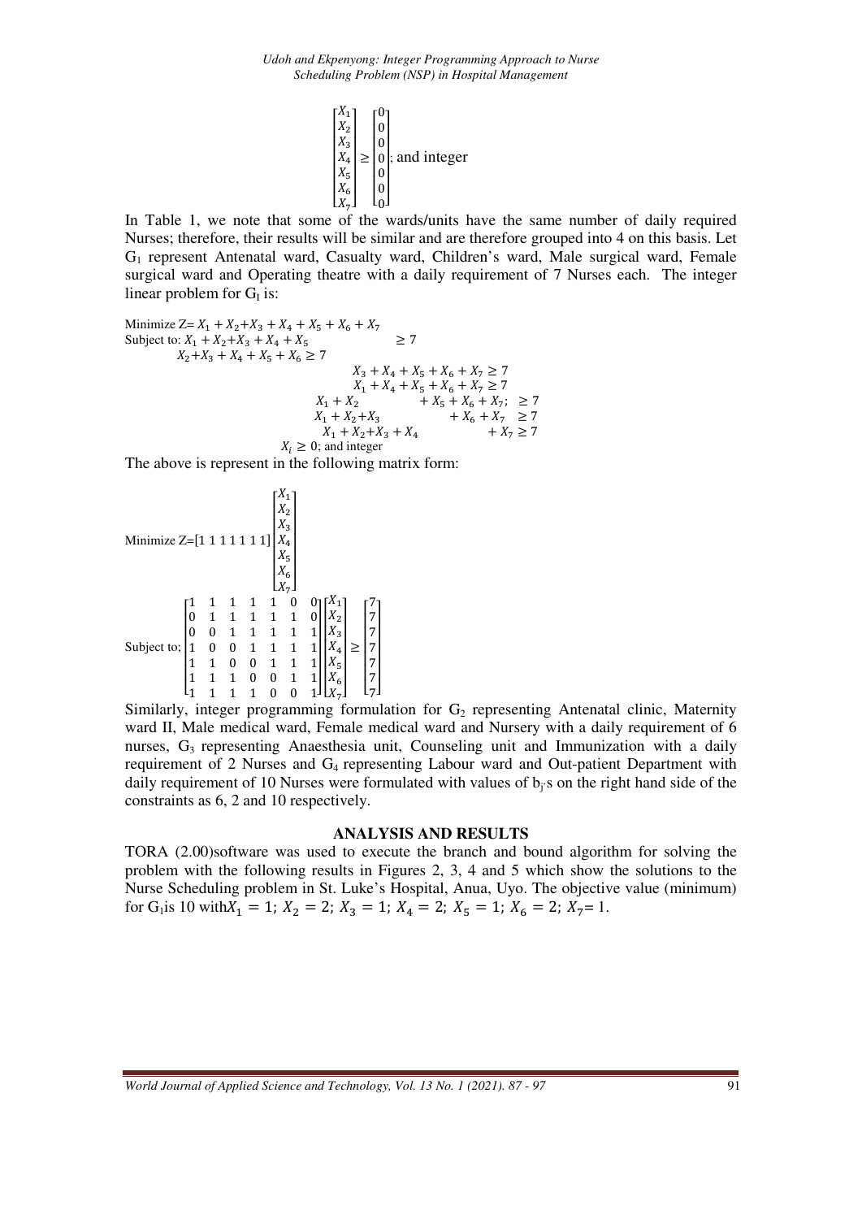$$\begin{bmatrix} X_1 \\ X_2 \\ X_3 \\ X_4 \\ X_5 \\ X_6 \\ X_7 \end{bmatrix} \geq \begin{bmatrix} 0 \\ 0 \\ 0 \\ 0 \\ 0 \\ 0 \\ 0 \end{bmatrix}; \text{ and integer}$$

In Table 1, we note that some of the wards/units have the same number of daily required Nurses; therefore, their results will be similar and are therefore grouped into 4 on this basis. Let $G_1$ represent Antenatal ward, Casualty ward, Children's ward, Male surgical ward, Female surgical ward and Operating theatre with a daily requirement of 7 Nurses each. The integer linear problem for $G_I$ is:

Minimize $Z = X_1 + X_2 + X_3 + X_4 + X_5 + X_6 + X_7$

Subject to:

$$X_1 + X_2 + X_3 + X_4 + X_5 \geq 7$$
$$X_2 + X_3 + X_4 + X_5 + X_6 \geq 7$$
$$X_3 + X_4 + X_5 + X_6 + X_7 \geq 7$$
$$X_1 + X_4 + X_5 + X_6 + X_7 \geq 7$$
$$X_1 + X_2 + X_5 + X_6 + X_7; \geq 7$$
$$X_1 + X_2 + X_3 + X_6 + X_7 \geq 7$$
$$X_1 + X_2 + X_3 + X_4 + X_7 \geq 7$$
$$X_i \geq 0; \text{ and integer}$$

The above is represent in the following matrix form:

$$\text{Minimize } Z = [1\ 1\ 1\ 1\ 1\ 1\ 1] \begin{bmatrix} X_1 \\ X_2 \\ X_3 \\ X_4 \\ X_5 \\ X_6 \\ X_7 \end{bmatrix}$$

$$\text{Subject to; } \begin{bmatrix} 1 & 1 & 1 & 1 & 1 & 0 & 0 \\ 0 & 1 & 1 & 1 & 1 & 1 & 0 \\ 0 & 0 & 1 & 1 & 1 & 1 & 1 \\ 1 & 0 & 0 & 1 & 1 & 1 & 1 \\ 1 & 1 & 0 & 0 & 1 & 1 & 1 \\ 1 & 1 & 1 & 0 & 0 & 1 & 1 \\ 1 & 1 & 1 & 1 & 0 & 0 & 1 \end{bmatrix} \begin{bmatrix} X_1 \\ X_2 \\ X_3 \\ X_4 \\ X_5 \\ X_6 \\ X_7 \end{bmatrix} \geq \begin{bmatrix} 7 \\ 7 \\ 7 \\ 7 \\ 7 \\ 7 \\ 7 \end{bmatrix}$$

Similarly, integer programming formulation for $G_2$ representing Antenatal clinic, Maternity ward II, Male medical ward, Female medical ward and Nursery with a daily requirement of 6 nurses, $G_3$ representing Anaesthesia unit, Counseling unit and Immunization with a daily requirement of 2 Nurses and $G_4$ representing Labour ward and Out-patient Department with daily requirement of 10 Nurses were formulated with values of $b_j$'s on the right hand side of the constraints as 6, 2 and 10 respectively.

## ANALYSIS AND RESULTS

TORA (2.00)software was used to execute the branch and bound algorithm for solving the problem with the following results in Figures 2, 3, 4 and 5 which show the solutions to the Nurse Scheduling problem in St. Luke's Hospital, Anua, Uyo. The objective value (minimum) for $G_1$is 10 with$X_1 = 1$; $X_2 = 2$; $X_3 = 1$; $X_4 = 2$; $X_5 = 1$; $X_6 = 2$; $X_7 = 1$.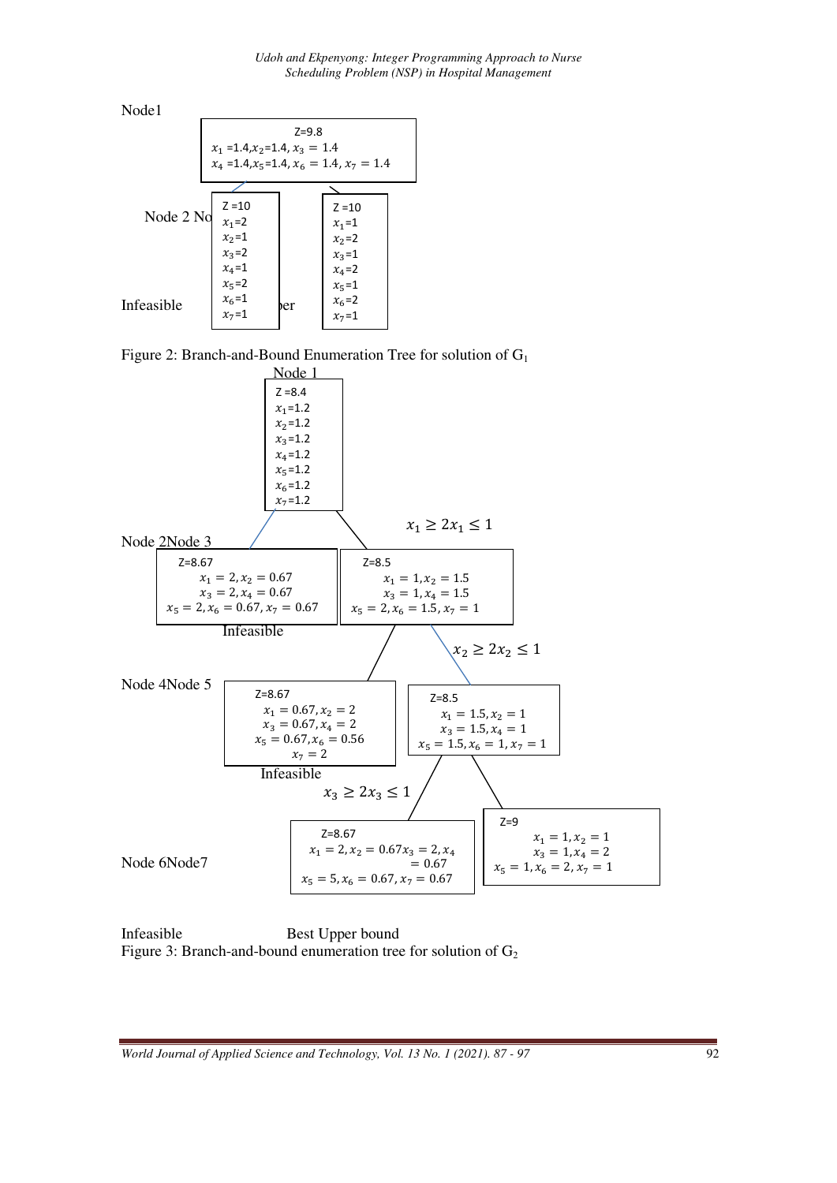Node1

Z=9.8
$x_1$ =1.4,$x_2$=1.4, $x_3 = 1.4$
$x_4$ =1.4,$x_5$=1.4, $x_6 = 1.4$, $x_7 = 1.4$

Node 2 No

Z =10
$x_1$=2
$x_2$=1
$x_3$=2
$x_4$=1
$x_5$=2
$x_6$=1
$x_7$=1

Z =10
$x_1$=1
$x_2$=2
$x_3$=1
$x_4$=2
$x_5$=1
$x_6$=2
$x_7$=1

Infeasible ber

Figure 2: Branch-and-Bound Enumeration Tree for solution of $G_1$

Node 1

Z =8.4
$x_1$=1.2
$x_2$=1.2
$x_3$=1.2
$x_4$=1.2
$x_5$=1.2
$x_6$=1.2
$x_7$=1.2

$x_1 \geq 2x_1 \leq 1$

Node 2Node 3

Z=8.67
$x_1 = 2, x_2 = 0.67$
$x_3 = 2, x_4 = 0.67$
$x_5 = 2, x_6 = 0.67, x_7 = 0.67$

Infeasible

Z=8.5
$x_1 = 1, x_2 = 1.5$
$x_3 = 1, x_4 = 1.5$
$x_5 = 2, x_6 = 1.5, x_7 = 1$

$x_2 \geq 2x_2 \leq 1$

Node 4Node 5

Z=8.67
$x_1 = 0.67, x_2 = 2$
$x_3 = 0.67, x_4 = 2$
$x_5 = 0.67, x_6 = 0.56$
$x_7 = 2$

Infeasible

Z=8.5
$x_1 = 1.5, x_2 = 1$
$x_3 = 1.5, x_4 = 1$
$x_5 = 1.5, x_6 = 1, x_7 = 1$

$x_3 \geq 2x_3 \leq 1$

Node 6Node7

Z=8.67
$x_1 = 2, x_2 = 0.67 x_3 = 2, x_4 = 0.67$
$x_5 = 5, x_6 = 0.67, x_7 = 0.67$

Z=9
$x_1 = 1, x_2 = 1$
$x_3 = 1, x_4 = 2$
$x_5 = 1, x_6 = 2, x_7 = 1$

Infeasible Best Upper bound

Figure 3: Branch-and-bound enumeration tree for solution of $G_2$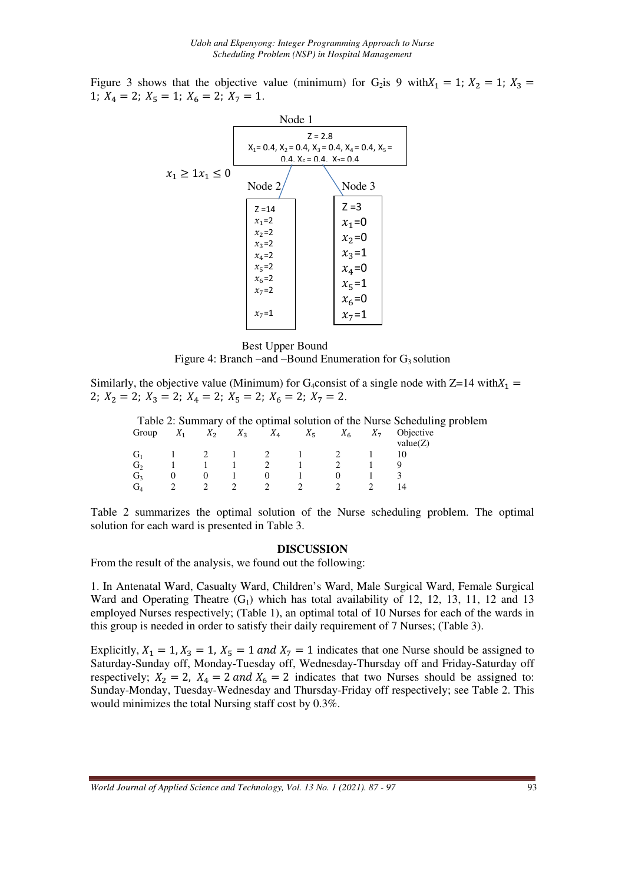Figure 3 shows that the objective value (minimum) for $G_2$is 9 with$X_1 = 1$; $X_2 = 1$; $X_3 = 1$; $X_4 = 2$; $X_5 = 1$; $X_6 = 2$; $X_7 = 1$.

Node 1

Z = 2.8
$X_1$= 0.4, $X_2$ = 0.4, $X_3$ = 0.4, $X_4$ = 0.4, $X_5$ = 0.4, $X_6$ = 0.4, $X_7$= 0.4

$x_1 \geq 1 x_1 \leq 0$

Node 2

Z =14
$x_1$=2
$x_2$=2
$x_3$=2
$x_4$=2
$x_5$=2
$x_6$=2
$x_7$=2

$x_7$=1

Node 3

Z =3
$x_1$=0
$x_2$=0
$x_3$=1
$x_4$=0
$x_5$=1
$x_6$=0
$x_7$=1

Best Upper Bound

Figure 4: Branch –and –Bound Enumeration for $G_3$ solution

Similarly, the objective value (Minimum) for $G_4$consist of a single node with Z=14 with$X_1 = 2$; $X_2 = 2$; $X_3 = 2$; $X_4 = 2$; $X_5 = 2$; $X_6 = 2$; $X_7 = 2$.

Table 2: Summary of the optimal solution of the Nurse Scheduling problem

| Group | $X_1$ | $X_2$ | $X_3$ | $X_4$ | $X_5$ | $X_6$ | $X_7$ | Objective value(Z) |
|---|---|---|---|---|---|---|---|---|
| $G_1$ | 1 | 2 | 1 | 2 | 1 | 2 | 1 | 10 |
| $G_2$ | 1 | 1 | 1 | 2 | 1 | 2 | 1 | 9 |
| $G_3$ | 0 | 0 | 1 | 0 | 1 | 0 | 1 | 3 |
| $G_4$ | 2 | 2 | 2 | 2 | 2 | 2 | 2 | 14 |

Table 2 summarizes the optimal solution of the Nurse scheduling problem. The optimal solution for each ward is presented in Table 3.

## DISCUSSION

From the result of the analysis, we found out the following:

1. In Antenatal Ward, Casualty Ward, Children's Ward, Male Surgical Ward, Female Surgical Ward and Operating Theatre ($G_1$) which has total availability of 12, 12, 13, 11, 12 and 13 employed Nurses respectively; (Table 1), an optimal total of 10 Nurses for each of the wards in this group is needed in order to satisfy their daily requirement of 7 Nurses; (Table 3).

Explicitly, $X_1 = 1, X_3 = 1, X_5 = 1$ *and* $X_7 = 1$ indicates that one Nurse should be assigned to Saturday-Sunday off, Monday-Tuesday off, Wednesday-Thursday off and Friday-Saturday off respectively; $X_2 = 2,\ X_4 = 2$ *and* $X_6 = 2$ indicates that two Nurses should be assigned to: Sunday-Monday, Tuesday-Wednesday and Thursday-Friday off respectively; see Table 2. This would minimizes the total Nursing staff cost by 0.3%.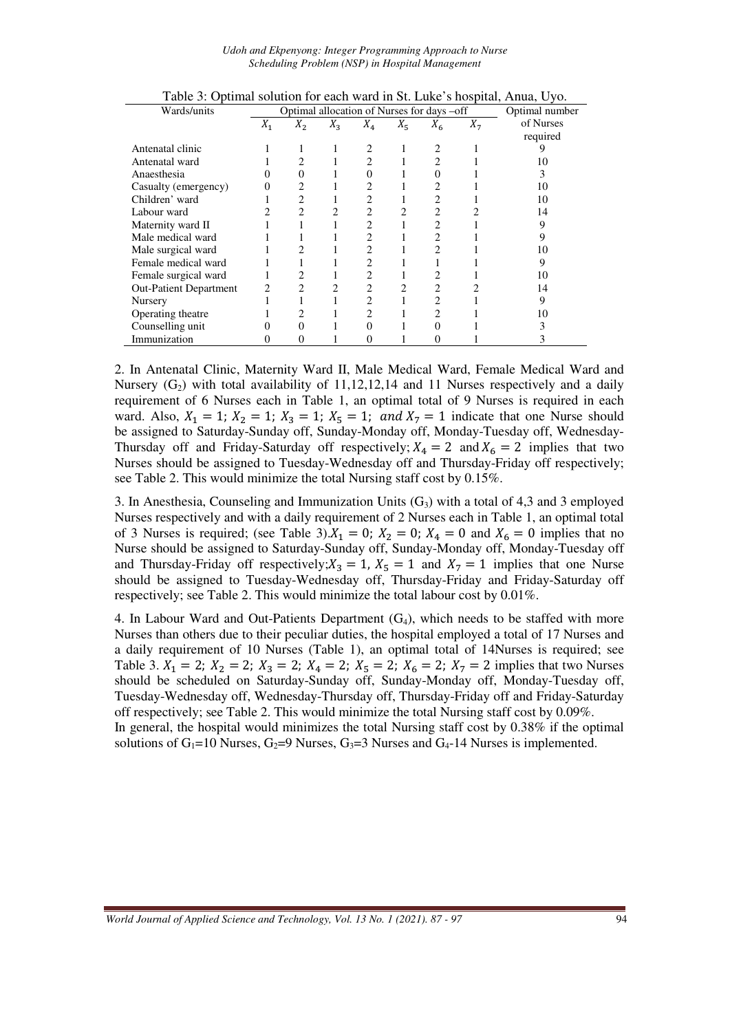Table 3: Optimal solution for each ward in St. Luke's hospital, Anua, Uyo.

| Wards/units | Optimal allocation of Nurses for days –off | | | | | | | Optimal number of Nurses required |
|---|---|---|---|---|---|---|---|---|
| | $X_1$ | $X_2$ | $X_3$ | $X_4$ | $X_5$ | $X_6$ | $X_7$ | |
| Antenatal clinic | 1 | 1 | 1 | 2 | 1 | 2 | 1 | 9 |
| Antenatal ward | 1 | 2 | 1 | 2 | 1 | 2 | 1 | 10 |
| Anaesthesia | 0 | 0 | 1 | 0 | 1 | 0 | 1 | 3 |
| Casualty (emergency) | 0 | 2 | 1 | 2 | 1 | 2 | 1 | 10 |
| Children' ward | 1 | 2 | 1 | 2 | 1 | 2 | 1 | 10 |
| Labour ward | 2 | 2 | 2 | 2 | 2 | 2 | 2 | 14 |
| Maternity ward II | 1 | 1 | 1 | 2 | 1 | 2 | 1 | 9 |
| Male medical ward | 1 | 1 | 1 | 2 | 1 | 2 | 1 | 9 |
| Male surgical ward | 1 | 2 | 1 | 2 | 1 | 2 | 1 | 10 |
| Female medical ward | 1 | 1 | 1 | 2 | 1 | 1 | 1 | 9 |
| Female surgical ward | 1 | 2 | 1 | 2 | 1 | 2 | 1 | 10 |
| Out-Patient Department | 2 | 2 | 2 | 2 | 2 | 2 | 2 | 14 |
| Nursery | 1 | 1 | 1 | 2 | 1 | 2 | 1 | 9 |
| Operating theatre | 1 | 2 | 1 | 2 | 1 | 2 | 1 | 10 |
| Counselling unit | 0 | 0 | 1 | 0 | 1 | 0 | 1 | 3 |
| Immunization | 0 | 0 | 1 | 0 | 1 | 0 | 1 | 3 |

2. In Antenatal Clinic, Maternity Ward II, Male Medical Ward, Female Medical Ward and Nursery ($G_2$) with total availability of 11,12,12,14 and 11 Nurses respectively and a daily requirement of 6 Nurses each in Table 1, an optimal total of 9 Nurses is required in each ward. Also, $X_1 = 1$; $X_2 = 1$; $X_3 = 1$; $X_5 = 1$; $and\ X_7 = 1$ indicate that one Nurse should be assigned to Saturday-Sunday off, Sunday-Monday off, Monday-Tuesday off, Wednesday-Thursday off and Friday-Saturday off respectively; $X_4 = 2$ and $X_6 = 2$ implies that two Nurses should be assigned to Tuesday-Wednesday off and Thursday-Friday off respectively; see Table 2. This would minimize the total Nursing staff cost by 0.15%.

3. In Anesthesia, Counseling and Immunization Units ($G_3$) with a total of 4,3 and 3 employed Nurses respectively and with a daily requirement of 2 Nurses each in Table 1, an optimal total of 3 Nurses is required; (see Table 3).$X_1 = 0$; $X_2 = 0$; $X_4 = 0$ and $X_6 = 0$ implies that no Nurse should be assigned to Saturday-Sunday off, Sunday-Monday off, Monday-Tuesday off and Thursday-Friday off respectively;$X_3 = 1$, $X_5 = 1$ and $X_7 = 1$ implies that one Nurse should be assigned to Tuesday-Wednesday off, Thursday-Friday and Friday-Saturday off respectively; see Table 2. This would minimize the total labour cost by 0.01%.

4. In Labour Ward and Out-Patients Department ($G_4$), which needs to be staffed with more Nurses than others due to their peculiar duties, the hospital employed a total of 17 Nurses and a daily requirement of 10 Nurses (Table 1), an optimal total of 14Nurses is required; see Table 3. $X_1 = 2$; $X_2 = 2$; $X_3 = 2$; $X_4 = 2$; $X_5 = 2$; $X_6 = 2$; $X_7 = 2$ implies that two Nurses should be scheduled on Saturday-Sunday off, Sunday-Monday off, Monday-Tuesday off, Tuesday-Wednesday off, Wednesday-Thursday off, Thursday-Friday off and Friday-Saturday off respectively; see Table 2. This would minimize the total Nursing staff cost by 0.09%.

In general, the hospital would minimizes the total Nursing staff cost by 0.38% if the optimal solutions of $G_1$=10 Nurses, $G_2$=9 Nurses, $G_3$=3 Nurses and $G_4$-14 Nurses is implemented.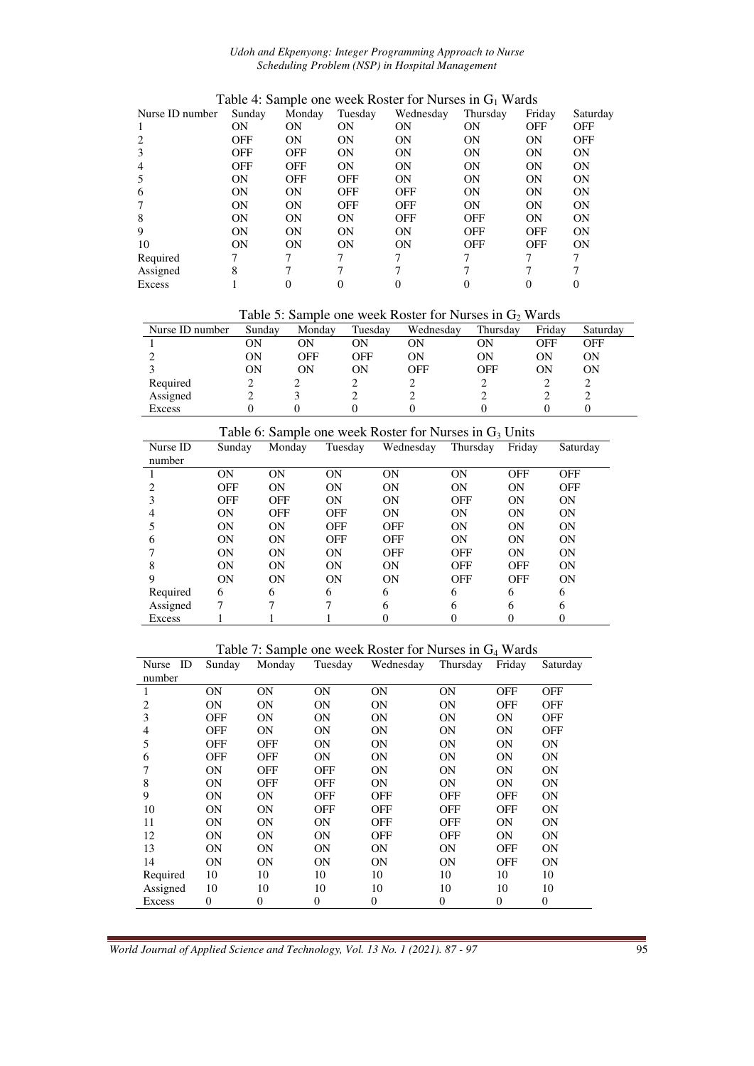Table 4: Sample one week Roster for Nurses in $G_1$ Wards

| Nurse ID number | Sunday | Monday | Tuesday | Wednesday | Thursday | Friday | Saturday |
|---|---|---|---|---|---|---|---|
| 1 | ON | ON | ON | ON | ON | OFF | OFF |
| 2 | OFF | ON | ON | ON | ON | ON | OFF |
| 3 | OFF | OFF | ON | ON | ON | ON | ON |
| 4 | OFF | OFF | ON | ON | ON | ON | ON |
| 5 | ON | OFF | OFF | ON | ON | ON | ON |
| 6 | ON | ON | OFF | OFF | ON | ON | ON |
| 7 | ON | ON | OFF | OFF | ON | ON | ON |
| 8 | ON | ON | ON | OFF | OFF | ON | ON |
| 9 | ON | ON | ON | ON | OFF | OFF | ON |
| 10 | ON | ON | ON | ON | OFF | OFF | ON |
| Required | 7 | 7 | 7 | 7 | 7 | 7 | 7 |
| Assigned | 8 | 7 | 7 | 7 | 7 | 7 | 7 |
| Excess | 1 | 0 | 0 | 0 | 0 | 0 | 0 |

Table 5: Sample one week Roster for Nurses in $G_2$ Wards

| Nurse ID number | Sunday | Monday | Tuesday | Wednesday | Thursday | Friday | Saturday |
|---|---|---|---|---|---|---|---|
| 1 | ON | ON | ON | ON | ON | OFF | OFF |
| 2 | ON | OFF | OFF | ON | ON | ON | ON |
| 3 | ON | ON | ON | OFF | OFF | ON | ON |
| Required | 2 | 2 | 2 | 2 | 2 | 2 | 2 |
| Assigned | 2 | 3 | 2 | 2 | 2 | 2 | 2 |
| Excess | 0 | 0 | 0 | 0 | 0 | 0 | 0 |

Table 6: Sample one week Roster for Nurses in $G_3$ Units

| Nurse ID number | Sunday | Monday | Tuesday | Wednesday | Thursday | Friday | Saturday |
|---|---|---|---|---|---|---|---|
| 1 | ON | ON | ON | ON | ON | OFF | OFF |
| 2 | OFF | ON | ON | ON | ON | ON | OFF |
| 3 | OFF | OFF | ON | ON | OFF | ON | ON |
| 4 | ON | OFF | OFF | ON | ON | ON | ON |
| 5 | ON | ON | OFF | OFF | ON | ON | ON |
| 6 | ON | ON | OFF | OFF | ON | ON | ON |
| 7 | ON | ON | ON | OFF | OFF | ON | ON |
| 8 | ON | ON | ON | ON | OFF | OFF | ON |
| 9 | ON | ON | ON | ON | OFF | OFF | ON |
| Required | 6 | 6 | 6 | 6 | 6 | 6 | 6 |
| Assigned | 7 | 7 | 7 | 6 | 6 | 6 | 6 |
| Excess | 1 | 1 | 1 | 0 | 0 | 0 | 0 |

Table 7: Sample one week Roster for Nurses in $G_4$ Wards

| Nurse ID number | Sunday | Monday | Tuesday | Wednesday | Thursday | Friday | Saturday |
|---|---|---|---|---|---|---|---|
| 1 | ON | ON | ON | ON | ON | OFF | OFF |
| 2 | ON | ON | ON | ON | ON | OFF | OFF |
| 3 | OFF | ON | ON | ON | ON | ON | OFF |
| 4 | OFF | ON | ON | ON | ON | ON | OFF |
| 5 | OFF | OFF | ON | ON | ON | ON | ON |
| 6 | OFF | OFF | ON | ON | ON | ON | ON |
| 7 | ON | OFF | OFF | ON | ON | ON | ON |
| 8 | ON | OFF | OFF | ON | ON | ON | ON |
| 9 | ON | ON | OFF | OFF | OFF | OFF | ON |
| 10 | ON | ON | OFF | OFF | OFF | OFF | ON |
| 11 | ON | ON | ON | OFF | OFF | ON | ON |
| 12 | ON | ON | ON | OFF | OFF | ON | ON |
| 13 | ON | ON | ON | ON | ON | OFF | ON |
| 14 | ON | ON | ON | ON | ON | OFF | ON |
| Required | 10 | 10 | 10 | 10 | 10 | 10 | 10 |
| Assigned | 10 | 10 | 10 | 10 | 10 | 10 | 10 |
| Excess | 0 | 0 | 0 | 0 | 0 | 0 | 0 |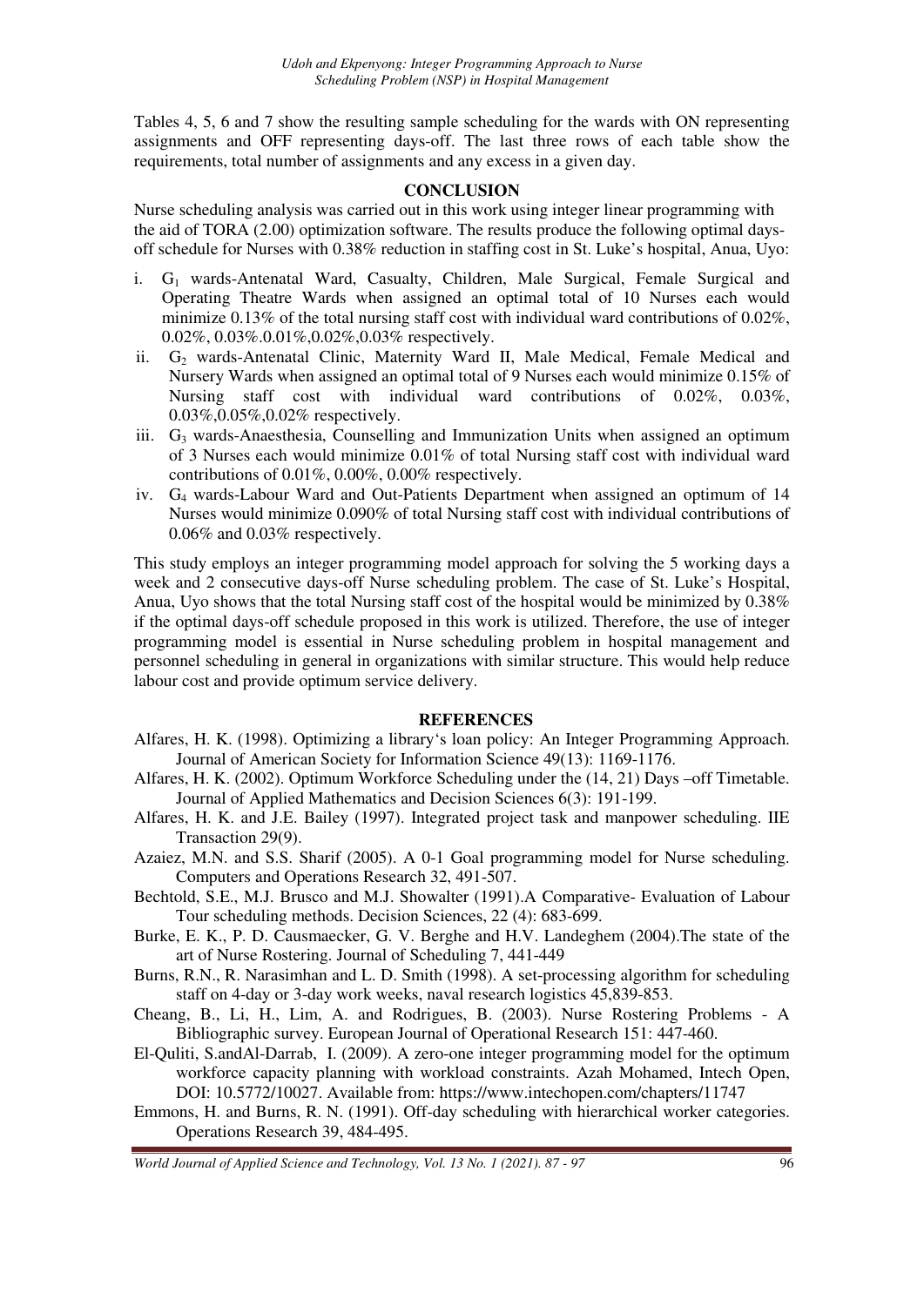Tables 4, 5, 6 and 7 show the resulting sample scheduling for the wards with ON representing assignments and OFF representing days-off. The last three rows of each table show the requirements, total number of assignments and any excess in a given day.

## CONCLUSION

Nurse scheduling analysis was carried out in this work using integer linear programming with the aid of TORA (2.00) optimization software. The results produce the following optimal days-off schedule for Nurses with 0.38% reduction in staffing cost in St. Luke's hospital, Anua, Uyo:

i. $G_1$ wards-Antenatal Ward, Casualty, Children, Male Surgical, Female Surgical and Operating Theatre Wards when assigned an optimal total of 10 Nurses each would minimize 0.13% of the total nursing staff cost with individual ward contributions of 0.02%, 0.02%, 0.03%.0.01%,0.02%,0.03% respectively.
ii. $G_2$ wards-Antenatal Clinic, Maternity Ward II, Male Medical, Female Medical and Nursery Wards when assigned an optimal total of 9 Nurses each would minimize 0.15% of Nursing staff cost with individual ward contributions of 0.02%, 0.03%, 0.03%,0.05%,0.02% respectively.
iii. $G_3$ wards-Anaesthesia, Counselling and Immunization Units when assigned an optimum of 3 Nurses each would minimize 0.01% of total Nursing staff cost with individual ward contributions of 0.01%, 0.00%, 0.00% respectively.
iv. $G_4$ wards-Labour Ward and Out-Patients Department when assigned an optimum of 14 Nurses would minimize 0.090% of total Nursing staff cost with individual contributions of 0.06% and 0.03% respectively.

This study employs an integer programming model approach for solving the 5 working days a week and 2 consecutive days-off Nurse scheduling problem. The case of St. Luke's Hospital, Anua, Uyo shows that the total Nursing staff cost of the hospital would be minimized by 0.38% if the optimal days-off schedule proposed in this work is utilized. Therefore, the use of integer programming model is essential in Nurse scheduling problem in hospital management and personnel scheduling in general in organizations with similar structure. This would help reduce labour cost and provide optimum service delivery.

## REFERENCES

Alfares, H. K. (1998). Optimizing a library's loan policy: An Integer Programming Approach. Journal of American Society for Information Science 49(13): 1169-1176.

Alfares, H. K. (2002). Optimum Workforce Scheduling under the (14, 21) Days –off Timetable. Journal of Applied Mathematics and Decision Sciences 6(3): 191-199.

Alfares, H. K. and J.E. Bailey (1997). Integrated project task and manpower scheduling. IIE Transaction 29(9).

Azaiez, M.N. and S.S. Sharif (2005). A 0-1 Goal programming model for Nurse scheduling. Computers and Operations Research 32, 491-507.

Bechtold, S.E., M.J. Brusco and M.J. Showalter (1991).A Comparative- Evaluation of Labour Tour scheduling methods. Decision Sciences, 22 (4): 683-699.

Burke, E. K., P. D. Causmaecker, G. V. Berghe and H.V. Landeghem (2004).The state of the art of Nurse Rostering. Journal of Scheduling 7, 441-449

Burns, R.N., R. Narasimhan and L. D. Smith (1998). A set-processing algorithm for scheduling staff on 4-day or 3-day work weeks, naval research logistics 45,839-853.

Cheang, B., Li, H., Lim, A. and Rodrigues, B. (2003). Nurse Rostering Problems - A Bibliographic survey. European Journal of Operational Research 151: 447-460.

El-Quliti, S.andAl-Darrab, I. (2009). A zero-one integer programming model for the optimum workforce capacity planning with workload constraints. Azah Mohamed, Intech Open, DOI: 10.5772/10027. Available from: https://www.intechopen.com/chapters/11747

Emmons, H. and Burns, R. N. (1991). Off-day scheduling with hierarchical worker categories. Operations Research 39, 484-495.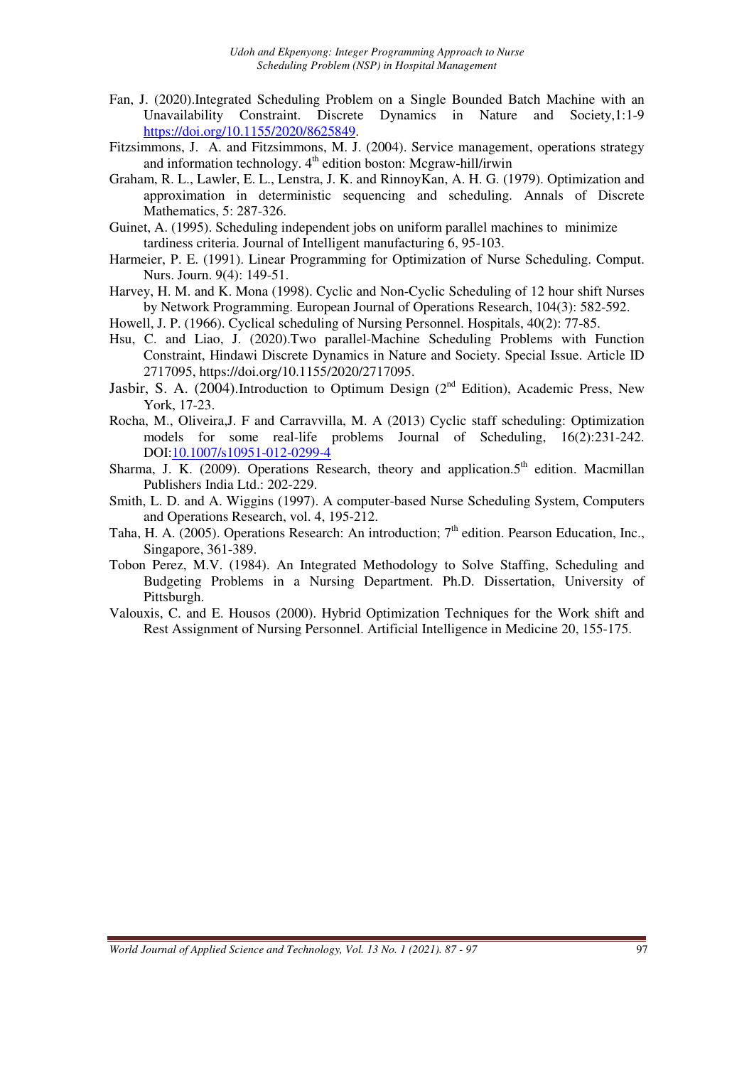Fan, J. (2020).Integrated Scheduling Problem on a Single Bounded Batch Machine with an Unavailability Constraint. Discrete Dynamics in Nature and Society,1:1-9 https://doi.org/10.1155/2020/8625849.

Fitzsimmons, J. A. and Fitzsimmons, M. J. (2004). Service management, operations strategy and information technology. 4th edition boston: Mcgraw-hill/irwin

Graham, R. L., Lawler, E. L., Lenstra, J. K. and RinnoyKan, A. H. G. (1979). Optimization and approximation in deterministic sequencing and scheduling. Annals of Discrete Mathematics, 5: 287-326.

Guinet, A. (1995). Scheduling independent jobs on uniform parallel machines to minimize tardiness criteria. Journal of Intelligent manufacturing 6, 95-103.

Harmeier, P. E. (1991). Linear Programming for Optimization of Nurse Scheduling. Comput. Nurs. Journ. 9(4): 149-51.

Harvey, H. M. and K. Mona (1998). Cyclic and Non-Cyclic Scheduling of 12 hour shift Nurses by Network Programming. European Journal of Operations Research, 104(3): 582-592.

Howell, J. P. (1966). Cyclical scheduling of Nursing Personnel. Hospitals, 40(2): 77-85.

Hsu, C. and Liao, J. (2020).Two parallel-Machine Scheduling Problems with Function Constraint, Hindawi Discrete Dynamics in Nature and Society. Special Issue. Article ID 2717095, https://doi.org/10.1155/2020/2717095.

Jasbir, S. A. (2004).Introduction to Optimum Design (2nd Edition), Academic Press, New York, 17-23.

Rocha, M., Oliveira,J. F and Carravvilla, M. A (2013) Cyclic staff scheduling: Optimization models for some real-life problems Journal of Scheduling, 16(2):231-242. DOI:10.1007/s10951-012-0299-4

Sharma, J. K. (2009). Operations Research, theory and application.5th edition. Macmillan Publishers India Ltd.: 202-229.

Smith, L. D. and A. Wiggins (1997). A computer-based Nurse Scheduling System, Computers and Operations Research, vol. 4, 195-212.

Taha, H. A. (2005). Operations Research: An introduction; 7th edition. Pearson Education, Inc., Singapore, 361-389.

Tobon Perez, M.V. (1984). An Integrated Methodology to Solve Staffing, Scheduling and Budgeting Problems in a Nursing Department. Ph.D. Dissertation, University of Pittsburgh.

Valouxis, C. and E. Housos (2000). Hybrid Optimization Techniques for the Work shift and Rest Assignment of Nursing Personnel. Artificial Intelligence in Medicine 20, 155-175.